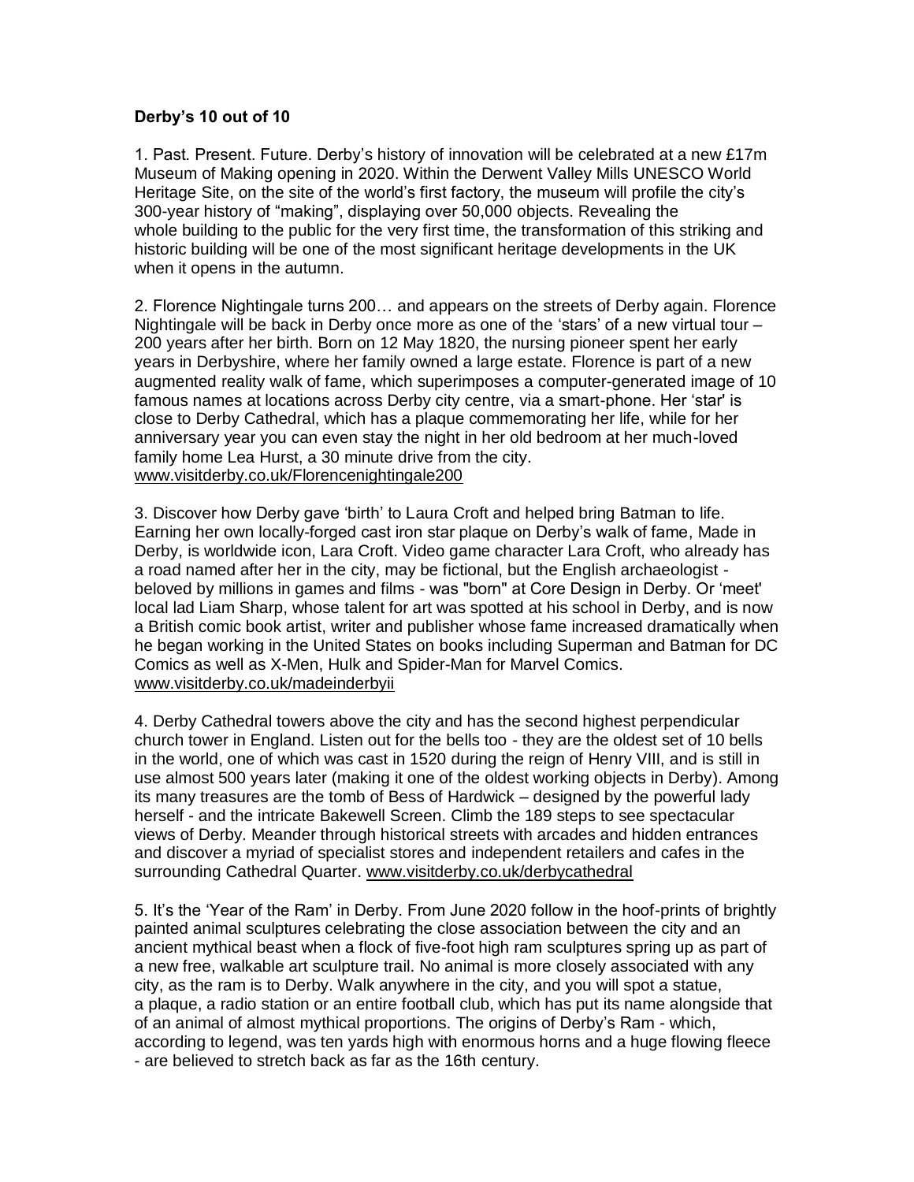**Derby's 10 out of 10**

1. Past. Present. Future. Derby's history of innovation will be celebrated at a new £17m Museum of Making opening in 2020. Within the Derwent Valley Mills UNESCO World Heritage Site, on the site of the world's first factory, the museum will profile the city's 300-year history of "making", displaying over 50,000 objects. Revealing the whole building to the public for the very first time, the transformation of this striking and historic building will be one of the most significant heritage developments in the UK when it opens in the autumn.

2. Florence Nightingale turns 200… and appears on the streets of Derby again. Florence Nightingale will be back in Derby once more as one of the 'stars' of a new virtual tour – 200 years after her birth. Born on 12 May 1820, the nursing pioneer spent her early years in Derbyshire, where her family owned a large estate. Florence is part of a new augmented reality walk of fame, which superimposes a computer-generated image of 10 famous names at locations across Derby city centre, via a smart-phone. Her 'star' is close to Derby Cathedral, which has a plaque commemorating her life, while for her anniversary year you can even stay the night in her old bedroom at her much-loved family home Lea Hurst, a 30 minute drive from the city. www.visitderby.co.uk/Florencenightingale200

3. Discover how Derby gave 'birth' to Laura Croft and helped bring Batman to life. Earning her own locally-forged cast iron star plaque on Derby's walk of fame, Made in Derby, is worldwide icon, Lara Croft. Video game character Lara Croft, who already has a road named after her in the city, may be fictional, but the English archaeologist - beloved by millions in games and films - was "born" at Core Design in Derby. Or 'meet' local lad Liam Sharp, whose talent for art was spotted at his school in Derby, and is now a British comic book artist, writer and publisher whose fame increased dramatically when he began working in the United States on books including Superman and Batman for DC Comics as well as X-Men, Hulk and Spider-Man for Marvel Comics. www.visitderby.co.uk/madeinderbyii

4. Derby Cathedral towers above the city and has the second highest perpendicular church tower in England. Listen out for the bells too - they are the oldest set of 10 bells in the world, one of which was cast in 1520 during the reign of Henry VIII, and is still in use almost 500 years later (making it one of the oldest working objects in Derby). Among its many treasures are the tomb of Bess of Hardwick – designed by the powerful lady herself - and the intricate Bakewell Screen. Climb the 189 steps to see spectacular views of Derby. Meander through historical streets with arcades and hidden entrances and discover a myriad of specialist stores and independent retailers and cafes in the surrounding Cathedral Quarter. www.visitderby.co.uk/derbycathedral

5. It's the 'Year of the Ram' in Derby. From June 2020 follow in the hoof-prints of brightly painted animal sculptures celebrating the close association between the city and an ancient mythical beast when a flock of five-foot high ram sculptures spring up as part of a new free, walkable art sculpture trail. No animal is more closely associated with any city, as the ram is to Derby. Walk anywhere in the city, and you will spot a statue, a plaque, a radio station or an entire football club, which has put its name alongside that of an animal of almost mythical proportions. The origins of Derby's Ram - which, according to legend, was ten yards high with enormous horns and a huge flowing fleece - are believed to stretch back as far as the 16th century.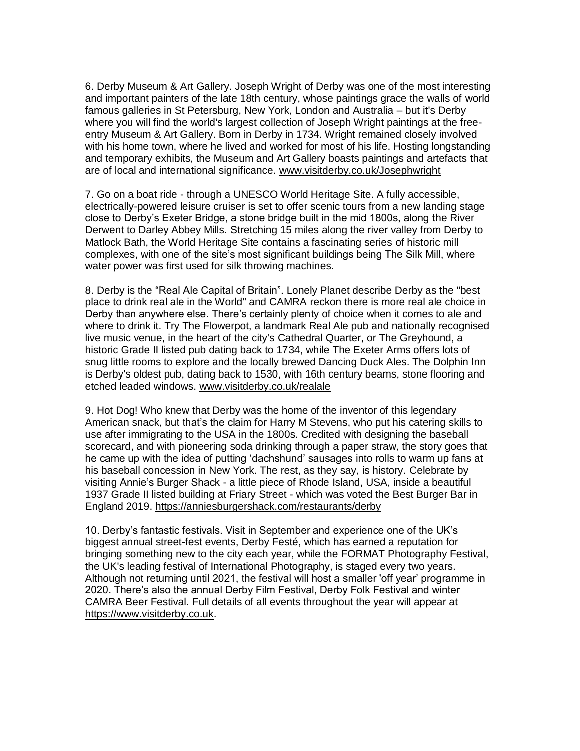6. Derby Museum & Art Gallery. Joseph Wright of Derby was one of the most interesting and important painters of the late 18th century, whose paintings grace the walls of world famous galleries in St Petersburg, New York, London and Australia – but it's Derby where you will find the world's largest collection of Joseph Wright paintings at the free-entry Museum & Art Gallery. Born in Derby in 1734. Wright remained closely involved with his home town, where he lived and worked for most of his life. Hosting longstanding and temporary exhibits, the Museum and Art Gallery boasts paintings and artefacts that are of local and international significance. www.visitderby.co.uk/Josephwright

7. Go on a boat ride - through a UNESCO World Heritage Site. A fully accessible, electrically-powered leisure cruiser is set to offer scenic tours from a new landing stage close to Derby's Exeter Bridge, a stone bridge built in the mid 1800s, along the River Derwent to Darley Abbey Mills. Stretching 15 miles along the river valley from Derby to Matlock Bath, the World Heritage Site contains a fascinating series of historic mill complexes, with one of the site's most significant buildings being The Silk Mill, where water power was first used for silk throwing machines.

8. Derby is the "Real Ale Capital of Britain". Lonely Planet describe Derby as the "best place to drink real ale in the World" and CAMRA reckon there is more real ale choice in Derby than anywhere else. There's certainly plenty of choice when it comes to ale and where to drink it. Try The Flowerpot, a landmark Real Ale pub and nationally recognised live music venue, in the heart of the city's Cathedral Quarter, or The Greyhound, a historic Grade II listed pub dating back to 1734, while The Exeter Arms offers lots of snug little rooms to explore and the locally brewed Dancing Duck Ales. The Dolphin Inn is Derby's oldest pub, dating back to 1530, with 16th century beams, stone flooring and etched leaded windows. www.visitderby.co.uk/realale

9. Hot Dog! Who knew that Derby was the home of the inventor of this legendary American snack, but that's the claim for Harry M Stevens, who put his catering skills to use after immigrating to the USA in the 1800s. Credited with designing the baseball scorecard, and with pioneering soda drinking through a paper straw, the story goes that he came up with the idea of putting 'dachshund' sausages into rolls to warm up fans at his baseball concession in New York. The rest, as they say, is history. Celebrate by visiting Annie's Burger Shack - a little piece of Rhode Island, USA, inside a beautiful 1937 Grade II listed building at Friary Street - which was voted the Best Burger Bar in England 2019. https://anniesburgershack.com/restaurants/derby

10. Derby's fantastic festivals. Visit in September and experience one of the UK's biggest annual street-fest events, Derby Festé, which has earned a reputation for bringing something new to the city each year, while the FORMAT Photography Festival, the UK's leading festival of International Photography, is staged every two years. Although not returning until 2021, the festival will host a smaller 'off year' programme in 2020. There's also the annual Derby Film Festival, Derby Folk Festival and winter CAMRA Beer Festival. Full details of all events throughout the year will appear at https://www.visitderby.co.uk.